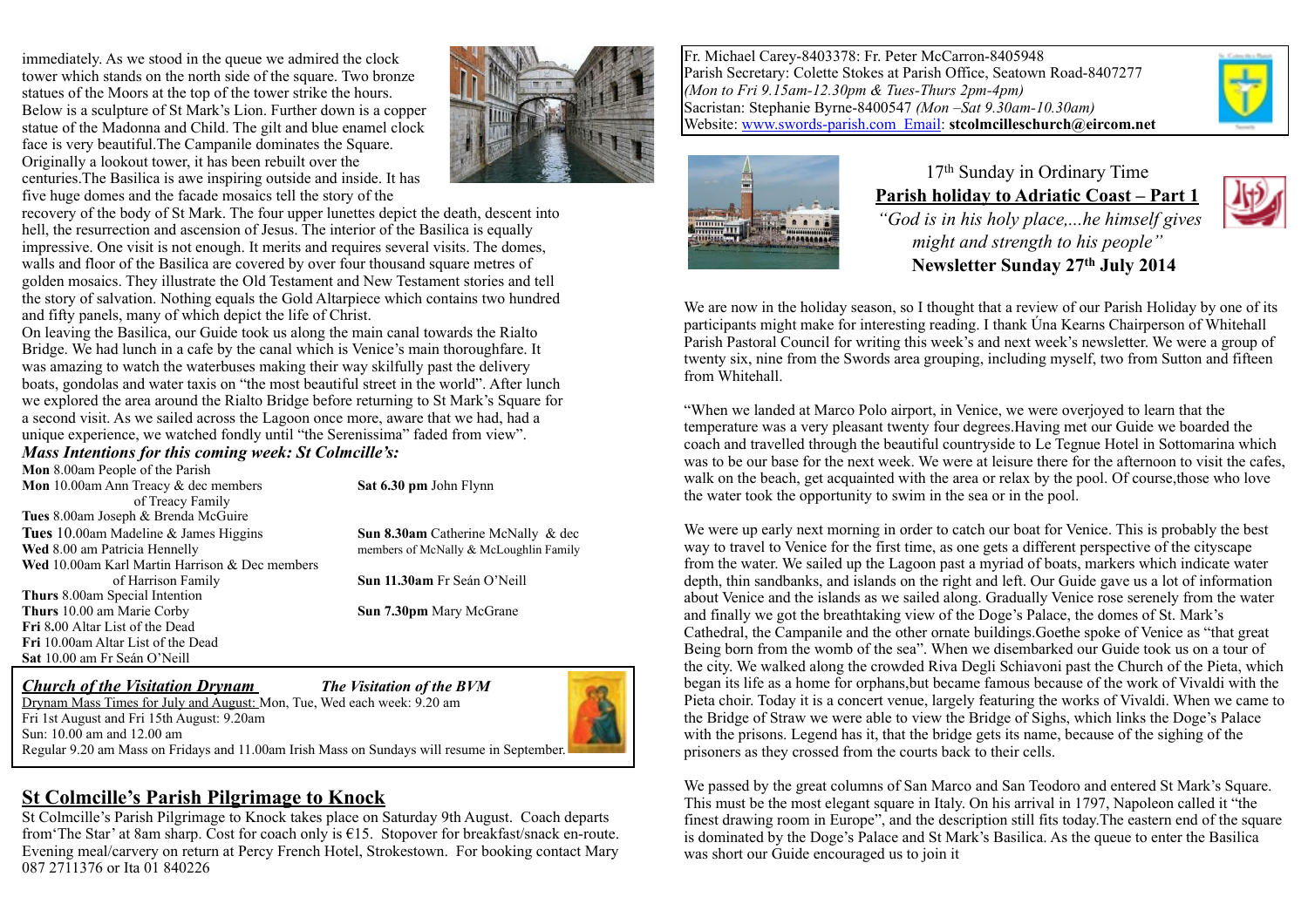Fr. Michael Carey-8403378: Fr. Peter McCarron-8405948
Parish Secretary: Colette Stokes at Parish Office, Seatown Road-8407277
*(Mon to Fri 9.15am-12.30pm & Tues-Thurs 2pm-4pm)*
Sacristan: Stephanie Byrne-8400547 *(Mon –Sat 9.30am-10.30am)*
Website: www.swords-parish.com Email: **stcolmcilleschurch@eircom.net**

17th Sunday in Ordinary Time

**Parish holiday to Adriatic Coast – Part 1**

*"God is in his holy place,...he himself gives might and strength to his people"*

**Newsletter Sunday 27th July 2014**

We are now in the holiday season, so I thought that a review of our Parish Holiday by one of its participants might make for interesting reading. I thank Úna Kearns Chairperson of Whitehall Parish Pastoral Council for writing this week's and next week's newsletter. We were a group of twenty six, nine from the Swords area grouping, including myself, two from Sutton and fifteen from Whitehall.

"When we landed at Marco Polo airport, in Venice, we were overjoyed to learn that the temperature was a very pleasant twenty four degrees.Having met our Guide we boarded the coach and travelled through the beautiful countryside to Le Tegnue Hotel in Sottomarina which was to be our base for the next week. We were at leisure there for the afternoon to visit the cafes, walk on the beach, get acquainted with the area or relax by the pool. Of course,those who love the water took the opportunity to swim in the sea or in the pool.

We were up early next morning in order to catch our boat for Venice. This is probably the best way to travel to Venice for the first time, as one gets a different perspective of the cityscape from the water. We sailed up the Lagoon past a myriad of boats, markers which indicate water depth, thin sandbanks, and islands on the right and left. Our Guide gave us a lot of information about Venice and the islands as we sailed along. Gradually Venice rose serenely from the water and finally we got the breathtaking view of the Doge's Palace, the domes of St. Mark's Cathedral, the Campanile and the other ornate buildings.Goethe spoke of Venice as "that great Being born from the womb of the sea". When we disembarked our Guide took us on a tour of the city. We walked along the crowded Riva Degli Schiavoni past the Church of the Pieta, which began its life as a home for orphans,but became famous because of the work of Vivaldi with the Pieta choir. Today it is a concert venue, largely featuring the works of Vivaldi. When we came to the Bridge of Straw we were able to view the Bridge of Sighs, which links the Doge's Palace with the prisons. Legend has it, that the bridge gets its name, because of the sighing of the prisoners as they crossed from the courts back to their cells.

We passed by the great columns of San Marco and San Teodoro and entered St Mark's Square. This must be the most elegant square in Italy. On his arrival in 1797, Napoleon called it "the finest drawing room in Europe", and the description still fits today.The eastern end of the square is dominated by the Doge's Palace and St Mark's Basilica. As the queue to enter the Basilica was short our Guide encouraged us to join it immediately. As we stood in the queue we admired the clock tower which stands on the north side of the square. Two bronze statues of the Moors at the top of the tower strike the hours. Below is a sculpture of St Mark's Lion. Further down is a copper statue of the Madonna and Child. The gilt and blue enamel clock face is very beautiful.The Campanile dominates the Square. Originally a lookout tower, it has been rebuilt over the centuries.The Basilica is awe inspiring outside and inside. It has five huge domes and the facade mosaics tell the story of the recovery of the body of St Mark. The four upper lunettes depict the death, descent into hell, the resurrection and ascension of Jesus. The interior of the Basilica is equally impressive. One visit is not enough. It merits and requires several visits. The domes, walls and floor of the Basilica are covered by over four thousand square metres of golden mosaics. They illustrate the Old Testament and New Testament stories and tell the story of salvation. Nothing equals the Gold Altarpiece which contains two hundred and fifty panels, many of which depict the life of Christ.
On leaving the Basilica, our Guide took us along the main canal towards the Rialto Bridge. We had lunch in a cafe by the canal which is Venice's main thoroughfare. It was amazing to watch the waterbuses making their way skilfully past the delivery boats, gondolas and water taxis on "the most beautiful street in the world". After lunch we explored the area around the Rialto Bridge before returning to St Mark's Square for a second visit. As we sailed across the Lagoon once more, aware that we had, had a unique experience, we watched fondly until "the Serenissima" faded from view".

***Mass Intentions for this coming week: St Colmcille's:***

**Mon** 8.00am People of the Parish
**Mon** 10.00am Ann Treacy & dec members of Treacy Family
**Tues** 8.00am Joseph & Brenda McGuire
**Tues** 10.00am Madeline & James Higgins
**Wed** 8.00 am Patricia Hennelly
**Wed** 10.00am Karl Martin Harrison & Dec members of Harrison Family
**Thurs** 8.00am Special Intention
**Thurs** 10.00 am Marie Corby
**Fri** 8.00 Altar List of the Dead
**Fri** 10.00am Altar List of the Dead
**Sat** 10.00 am Fr Seán O'Neill

**Sat 6.30 pm** John Flynn
**Sun 8.30am** Catherine McNally & dec members of McNally & McLoughlin Family
**Sun 11.30am** Fr Seán O'Neill
**Sun 7.30pm** Mary McGrane

***Church of the Visitation Drynam*** — ***The Visitation of the BVM***

Drynam Mass Times for July and August: Mon, Tue, Wed each week: 9.20 am
Fri 1st August and Fri 15th August: 9.20am
Sun: 10.00 am and 12.00 am
Regular 9.20 am Mass on Fridays and 11.00am Irish Mass on Sundays will resume in September.

## St Colmcille's Parish Pilgrimage to Knock

St Colmcille's Parish Pilgrimage to Knock takes place on Saturday 9th August. Coach departs from'The Star' at 8am sharp. Cost for coach only is €15. Stopover for breakfast/snack en-route. Evening meal/carvery on return at Percy French Hotel, Strokestown. For booking contact Mary 087 2711376 or Ita 01 840226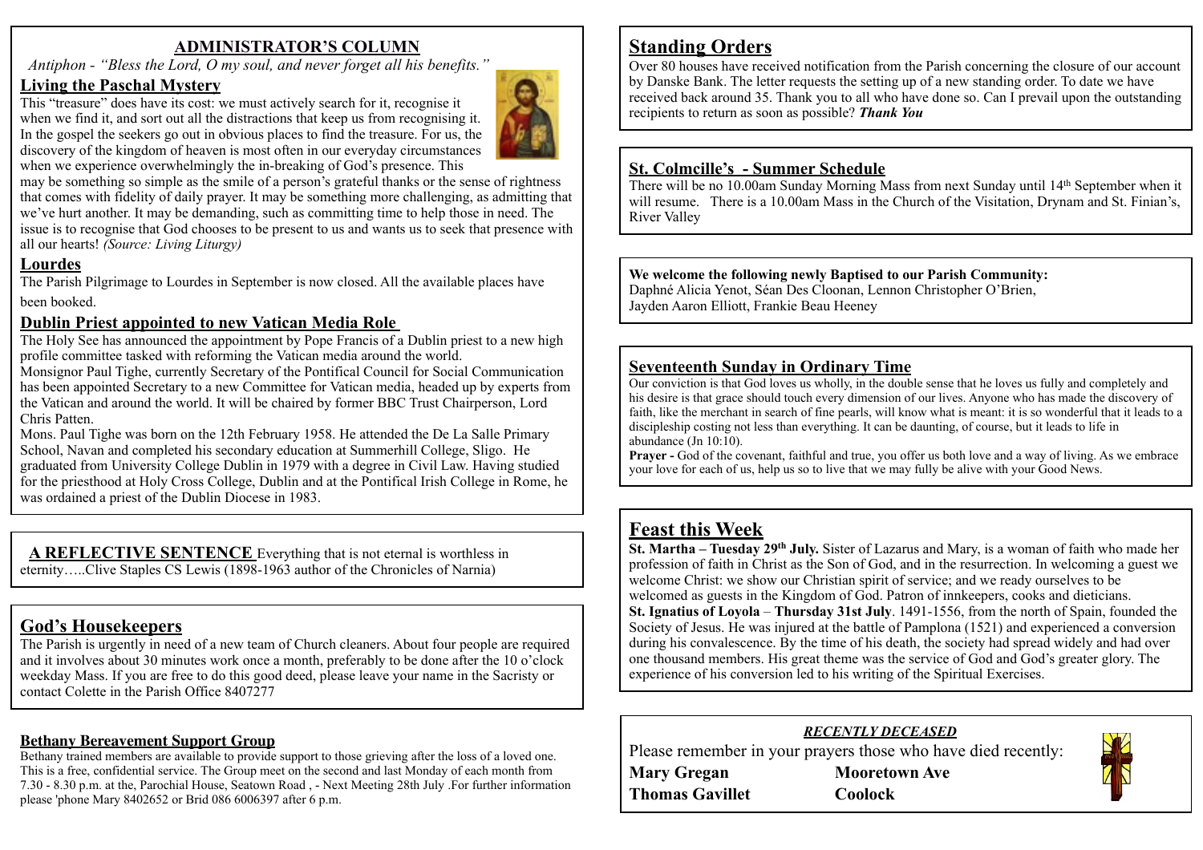## ADMINISTRATOR'S COLUMN

*Antiphon - "Bless the Lord, O my soul, and never forget all his benefits."*

### Living the Paschal Mystery

This "treasure" does have its cost: we must actively search for it, recognise it when we find it, and sort out all the distractions that keep us from recognising it. In the gospel the seekers go out in obvious places to find the treasure. For us, the discovery of the kingdom of heaven is most often in our everyday circumstances when we experience overwhelmingly the in-breaking of God's presence. This may be something so simple as the smile of a person's grateful thanks or the sense of rightness that comes with fidelity of daily prayer. It may be something more challenging, as admitting that we've hurt another. It may be demanding, such as committing time to help those in need. The issue is to recognise that God chooses to be present to us and wants us to seek that presence with all our hearts! *(Source: Living Liturgy)*

### Lourdes

The Parish Pilgrimage to Lourdes in September is now closed. All the available places have been booked.

### Dublin Priest appointed to new Vatican Media Role

The Holy See has announced the appointment by Pope Francis of a Dublin priest to a new high profile committee tasked with reforming the Vatican media around the world.

Monsignor Paul Tighe, currently Secretary of the Pontifical Council for Social Communication has been appointed Secretary to a new Committee for Vatican media, headed up by experts from the Vatican and around the world. It will be chaired by former BBC Trust Chairperson, Lord Chris Patten.

Mons. Paul Tighe was born on the 12th February 1958. He attended the De La Salle Primary School, Navan and completed his secondary education at Summerhill College, Sligo. He graduated from University College Dublin in 1979 with a degree in Civil Law. Having studied for the priesthood at Holy Cross College, Dublin and at the Pontifical Irish College in Rome, he was ordained a priest of the Dublin Diocese in 1983.

**A REFLECTIVE SENTENCE** Everything that is not eternal is worthless in eternity…..Clive Staples CS Lewis (1898-1963 author of the Chronicles of Narnia)

## God's Housekeepers

The Parish is urgently in need of a new team of Church cleaners. About four people are required and it involves about 30 minutes work once a month, preferably to be done after the 10 o'clock weekday Mass. If you are free to do this good deed, please leave your name in the Sacristy or contact Colette in the Parish Office 8407277

### Bethany Bereavement Support Group

Bethany trained members are available to provide support to those grieving after the loss of a loved one. This is a free, confidential service. The Group meet on the second and last Monday of each month from 7.30 - 8.30 p.m. at the, Parochial House, Seatown Road , - Next Meeting 28th July .For further information please 'phone Mary 8402652 or Brid 086 6006397 after 6 p.m.

## Standing Orders

Over 80 houses have received notification from the Parish concerning the closure of our account by Danske Bank. The letter requests the setting up of a new standing order. To date we have received back around 35. Thank you to all who have done so. Can I prevail upon the outstanding recipients to return as soon as possible? ***Thank You***

### St. Colmcille's - Summer Schedule

There will be no 10.00am Sunday Morning Mass from next Sunday until 14th September when it will resume. There is a 10.00am Mass in the Church of the Visitation, Drynam and St. Finian's, River Valley

**We welcome the following newly Baptised to our Parish Community:**
Daphné Alicia Yenot, Séan Des Cloonan, Lennon Christopher O'Brien, Jayden Aaron Elliott, Frankie Beau Heeney

### Seventeenth Sunday in Ordinary Time

Our conviction is that God loves us wholly, in the double sense that he loves us fully and completely and his desire is that grace should touch every dimension of our lives. Anyone who has made the discovery of faith, like the merchant in search of fine pearls, will know what is meant: it is so wonderful that it leads to a discipleship costing not less than everything. It can be daunting, of course, but it leads to life in abundance (Jn 10:10).

**Prayer -** God of the covenant, faithful and true, you offer us both love and a way of living. As we embrace your love for each of us, help us so to live that we may fully be alive with your Good News.

## Feast this Week

**St. Martha – Tuesday 29th July.** Sister of Lazarus and Mary, is a woman of faith who made her profession of faith in Christ as the Son of God, and in the resurrection. In welcoming a guest we welcome Christ: we show our Christian spirit of service; and we ready ourselves to be welcomed as guests in the Kingdom of God. Patron of innkeepers, cooks and dieticians.

**St. Ignatius of Loyola** – **Thursday 31st July**. 1491-1556, from the north of Spain, founded the Society of Jesus. He was injured at the battle of Pamplona (1521) and experienced a conversion during his convalescence. By the time of his death, the society had spread widely and had over one thousand members. His great theme was the service of God and God's greater glory. The experience of his conversion led to his writing of the Spiritual Exercises.

***RECENTLY DECEASED***

Please remember in your prayers those who have died recently:

**Mary Gregan** — **Mooretown Ave**
**Thomas Gavillet** — **Coolock**